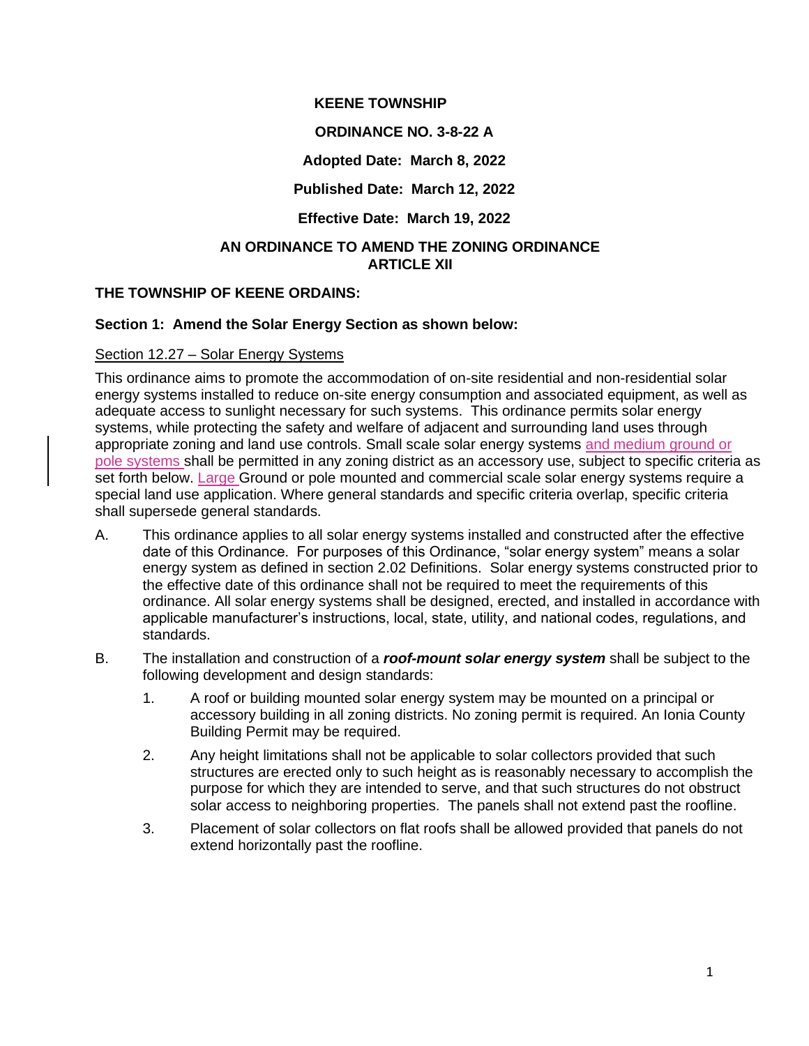**KEENE TOWNSHIP**

**ORDINANCE NO. 3-8-22 A**

**Adopted Date: March 8, 2022**

**Published Date: March 12, 2022**

**Effective Date: March 19, 2022**

**AN ORDINANCE TO AMEND THE ZONING ORDINANCE ARTICLE XII**

**THE TOWNSHIP OF KEENE ORDAINS:**

**Section 1: Amend the Solar Energy Section as shown below:**

Section 12.27 – Solar Energy Systems

This ordinance aims to promote the accommodation of on-site residential and non-residential solar energy systems installed to reduce on-site energy consumption and associated equipment, as well as adequate access to sunlight necessary for such systems. This ordinance permits solar energy systems, while protecting the safety and welfare of adjacent and surrounding land uses through appropriate zoning and land use controls. Small scale solar energy systems and medium ground or pole systems shall be permitted in any zoning district as an accessory use, subject to specific criteria as set forth below. Large Ground or pole mounted and commercial scale solar energy systems require a special land use application. Where general standards and specific criteria overlap, specific criteria shall supersede general standards.

A. This ordinance applies to all solar energy systems installed and constructed after the effective date of this Ordinance. For purposes of this Ordinance, "solar energy system" means a solar energy system as defined in section 2.02 Definitions. Solar energy systems constructed prior to the effective date of this ordinance shall not be required to meet the requirements of this ordinance. All solar energy systems shall be designed, erected, and installed in accordance with applicable manufacturer's instructions, local, state, utility, and national codes, regulations, and standards.

B. The installation and construction of a ***roof-mount solar energy system*** shall be subject to the following development and design standards:

   1. A roof or building mounted solar energy system may be mounted on a principal or accessory building in all zoning districts. No zoning permit is required. An Ionia County Building Permit may be required.

   2. Any height limitations shall not be applicable to solar collectors provided that such structures are erected only to such height as is reasonably necessary to accomplish the purpose for which they are intended to serve, and that such structures do not obstruct solar access to neighboring properties. The panels shall not extend past the roofline.

   3. Placement of solar collectors on flat roofs shall be allowed provided that panels do not extend horizontally past the roofline.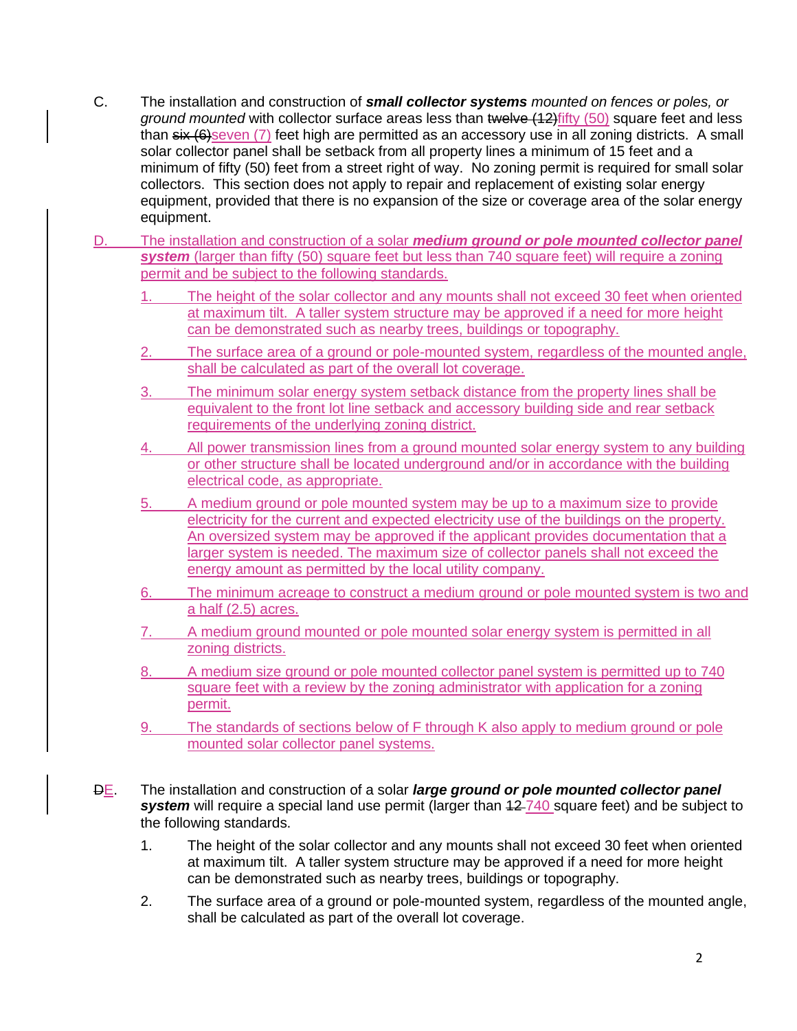C. The installation and construction of ***small collector systems*** *mounted on fences or poles, or ground mounted* with collector surface areas less than ~~twelve (12)~~fifty (50) square feet and less than ~~six (6)~~seven (7) feet high are permitted as an accessory use in all zoning districts. A small solar collector panel shall be setback from all property lines a minimum of 15 feet and a minimum of fifty (50) feet from a street right of way. No zoning permit is required for small solar collectors. This section does not apply to repair and replacement of existing solar energy equipment, provided that there is no expansion of the size or coverage area of the solar energy equipment.

D. The installation and construction of a solar ***medium ground or pole mounted collector panel system*** (larger than fifty (50) square feet but less than 740 square feet) will require a zoning permit and be subject to the following standards.

1. The height of the solar collector and any mounts shall not exceed 30 feet when oriented at maximum tilt. A taller system structure may be approved if a need for more height can be demonstrated such as nearby trees, buildings or topography.
2. The surface area of a ground or pole-mounted system, regardless of the mounted angle, shall be calculated as part of the overall lot coverage.
3. The minimum solar energy system setback distance from the property lines shall be equivalent to the front lot line setback and accessory building side and rear setback requirements of the underlying zoning district.
4. All power transmission lines from a ground mounted solar energy system to any building or other structure shall be located underground and/or in accordance with the building electrical code, as appropriate.
5. A medium ground or pole mounted system may be up to a maximum size to provide electricity for the current and expected electricity use of the buildings on the property. An oversized system may be approved if the applicant provides documentation that a larger system is needed. The maximum size of collector panels shall not exceed the energy amount as permitted by the local utility company.
6. The minimum acreage to construct a medium ground or pole mounted system is two and a half (2.5) acres.
7. A medium ground mounted or pole mounted solar energy system is permitted in all zoning districts.
8. A medium size ground or pole mounted collector panel system is permitted up to 740 square feet with a review by the zoning administrator with application for a zoning permit.
9. The standards of sections below of F through K also apply to medium ground or pole mounted solar collector panel systems.

~~D~~E. The installation and construction of a solar ***large ground or pole mounted collector panel system*** will require a special land use permit (larger than ~~12~~ 740 square feet) and be subject to the following standards.

1. The height of the solar collector and any mounts shall not exceed 30 feet when oriented at maximum tilt. A taller system structure may be approved if a need for more height can be demonstrated such as nearby trees, buildings or topography.
2. The surface area of a ground or pole-mounted system, regardless of the mounted angle, shall be calculated as part of the overall lot coverage.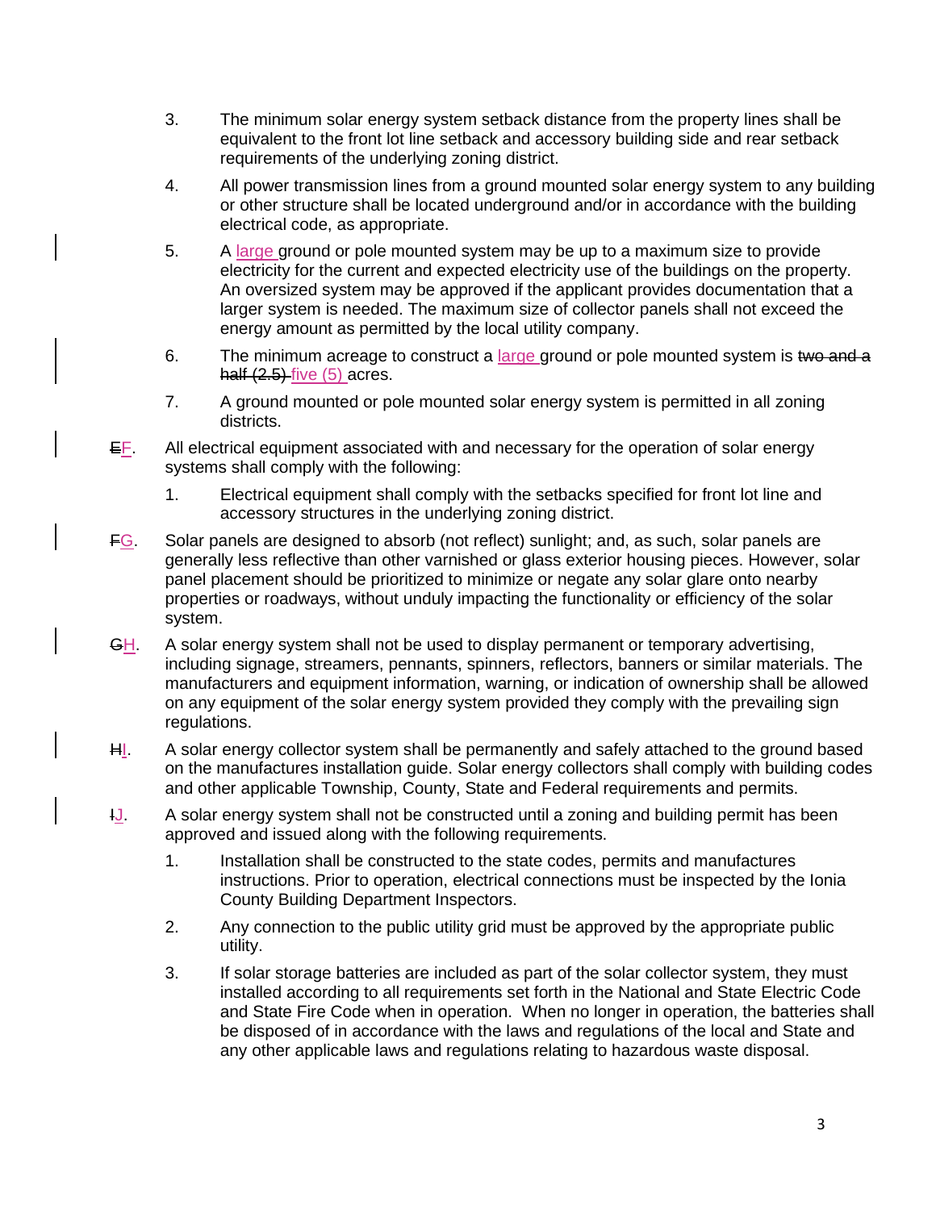3. The minimum solar energy system setback distance from the property lines shall be equivalent to the front lot line setback and accessory building side and rear setback requirements of the underlying zoning district.

4. All power transmission lines from a ground mounted solar energy system to any building or other structure shall be located underground and/or in accordance with the building electrical code, as appropriate.

5. A large ground or pole mounted system may be up to a maximum size to provide electricity for the current and expected electricity use of the buildings on the property. An oversized system may be approved if the applicant provides documentation that a larger system is needed. The maximum size of collector panels shall not exceed the energy amount as permitted by the local utility company.

6. The minimum acreage to construct a large ground or pole mounted system is ~~two and a half (2.5)~~ five (5) acres.

7. A ground mounted or pole mounted solar energy system is permitted in all zoning districts.

~~E~~F. All electrical equipment associated with and necessary for the operation of solar energy systems shall comply with the following:

1. Electrical equipment shall comply with the setbacks specified for front lot line and accessory structures in the underlying zoning district.

~~F~~G. Solar panels are designed to absorb (not reflect) sunlight; and, as such, solar panels are generally less reflective than other varnished or glass exterior housing pieces. However, solar panel placement should be prioritized to minimize or negate any solar glare onto nearby properties or roadways, without unduly impacting the functionality or efficiency of the solar system.

~~G~~H. A solar energy system shall not be used to display permanent or temporary advertising, including signage, streamers, pennants, spinners, reflectors, banners or similar materials. The manufacturers and equipment information, warning, or indication of ownership shall be allowed on any equipment of the solar energy system provided they comply with the prevailing sign regulations.

~~H~~I. A solar energy collector system shall be permanently and safely attached to the ground based on the manufactures installation guide. Solar energy collectors shall comply with building codes and other applicable Township, County, State and Federal requirements and permits.

~~I~~J. A solar energy system shall not be constructed until a zoning and building permit has been approved and issued along with the following requirements.

1. Installation shall be constructed to the state codes, permits and manufactures instructions. Prior to operation, electrical connections must be inspected by the Ionia County Building Department Inspectors.

2. Any connection to the public utility grid must be approved by the appropriate public utility.

3. If solar storage batteries are included as part of the solar collector system, they must installed according to all requirements set forth in the National and State Electric Code and State Fire Code when in operation. When no longer in operation, the batteries shall be disposed of in accordance with the laws and regulations of the local and State and any other applicable laws and regulations relating to hazardous waste disposal.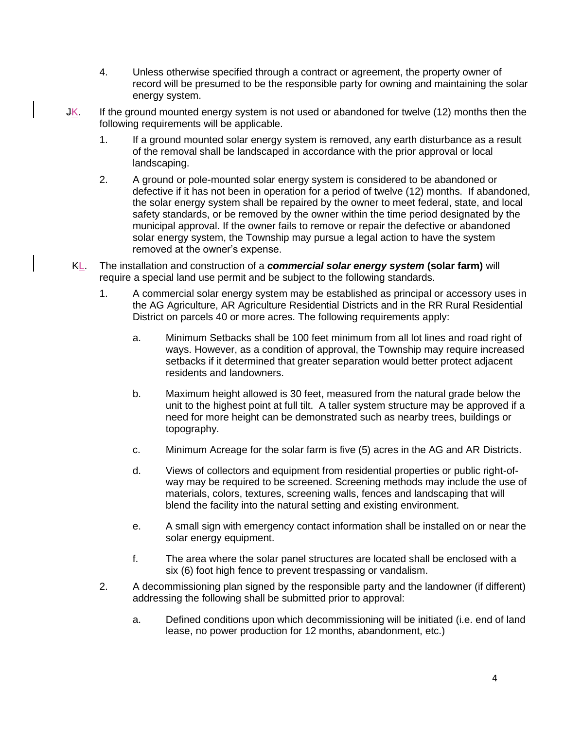4. Unless otherwise specified through a contract or agreement, the property owner of record will be presumed to be the responsible party for owning and maintaining the solar energy system.

~~J~~K. If the ground mounted energy system is not used or abandoned for twelve (12) months then the following requirements will be applicable.

1. If a ground mounted solar energy system is removed, any earth disturbance as a result of the removal shall be landscaped in accordance with the prior approval or local landscaping.
2. A ground or pole-mounted solar energy system is considered to be abandoned or defective if it has not been in operation for a period of twelve (12) months. If abandoned, the solar energy system shall be repaired by the owner to meet federal, state, and local safety standards, or be removed by the owner within the time period designated by the municipal approval. If the owner fails to remove or repair the defective or abandoned solar energy system, the Township may pursue a legal action to have the system removed at the owner's expense.

~~K~~L. The installation and construction of a ***commercial solar energy system*** **(solar farm)** will require a special land use permit and be subject to the following standards.

1. A commercial solar energy system may be established as principal or accessory uses in the AG Agriculture, AR Agriculture Residential Districts and in the RR Rural Residential District on parcels 40 or more acres. The following requirements apply:

   a. Minimum Setbacks shall be 100 feet minimum from all lot lines and road right of ways. However, as a condition of approval, the Township may require increased setbacks if it determined that greater separation would better protect adjacent residents and landowners.

   b. Maximum height allowed is 30 feet, measured from the natural grade below the unit to the highest point at full tilt. A taller system structure may be approved if a need for more height can be demonstrated such as nearby trees, buildings or topography.

   c. Minimum Acreage for the solar farm is five (5) acres in the AG and AR Districts.

   d. Views of collectors and equipment from residential properties or public right-of-way may be required to be screened. Screening methods may include the use of materials, colors, textures, screening walls, fences and landscaping that will blend the facility into the natural setting and existing environment.

   e. A small sign with emergency contact information shall be installed on or near the solar energy equipment.

   f. The area where the solar panel structures are located shall be enclosed with a six (6) foot high fence to prevent trespassing or vandalism.

2. A decommissioning plan signed by the responsible party and the landowner (if different) addressing the following shall be submitted prior to approval:

   a. Defined conditions upon which decommissioning will be initiated (i.e. end of land lease, no power production for 12 months, abandonment, etc.)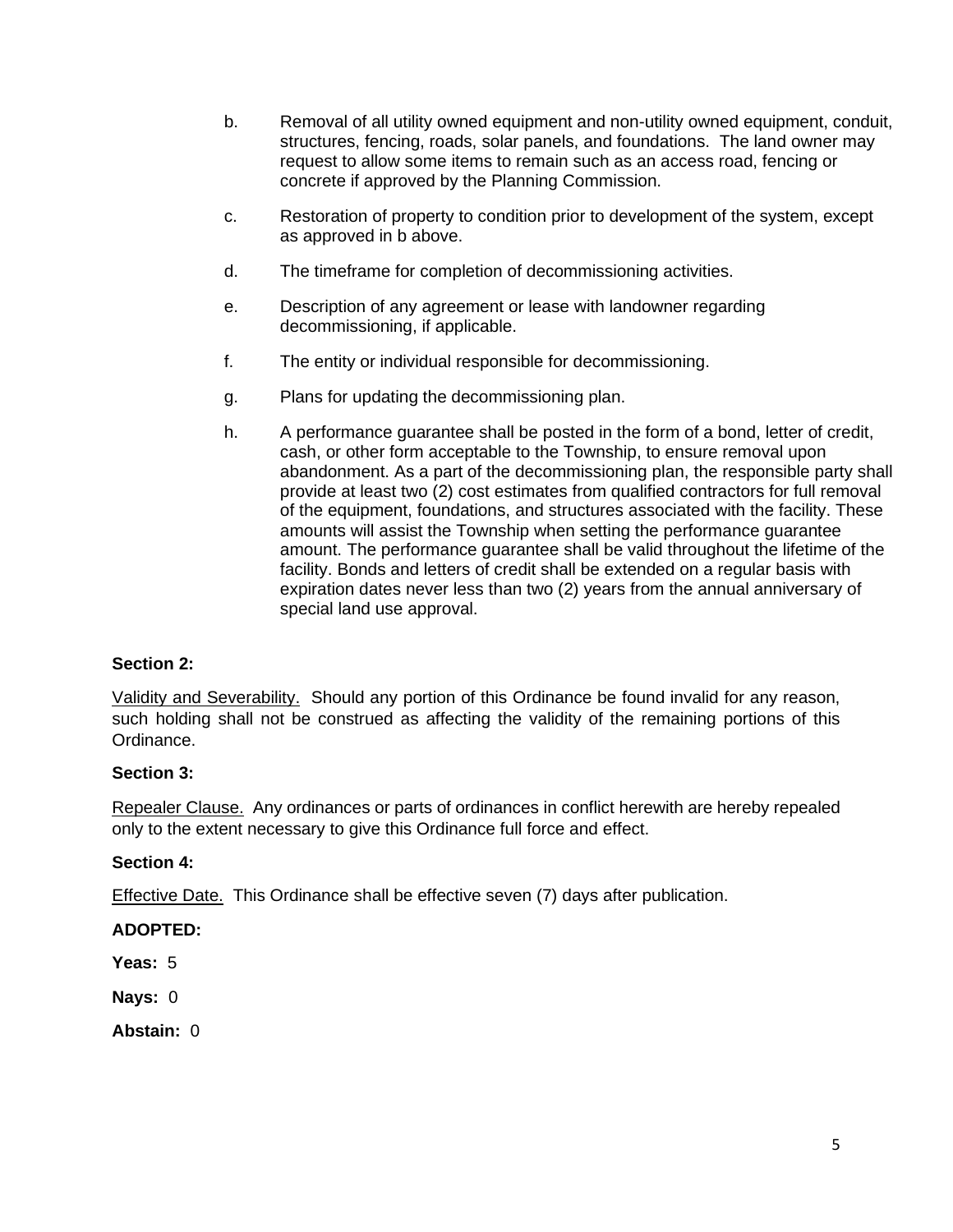b. Removal of all utility owned equipment and non-utility owned equipment, conduit, structures, fencing, roads, solar panels, and foundations. The land owner may request to allow some items to remain such as an access road, fencing or concrete if approved by the Planning Commission.

c. Restoration of property to condition prior to development of the system, except as approved in b above.

d. The timeframe for completion of decommissioning activities.

e. Description of any agreement or lease with landowner regarding decommissioning, if applicable.

f. The entity or individual responsible for decommissioning.

g. Plans for updating the decommissioning plan.

h. A performance guarantee shall be posted in the form of a bond, letter of credit, cash, or other form acceptable to the Township, to ensure removal upon abandonment. As a part of the decommissioning plan, the responsible party shall provide at least two (2) cost estimates from qualified contractors for full removal of the equipment, foundations, and structures associated with the facility. These amounts will assist the Township when setting the performance guarantee amount. The performance guarantee shall be valid throughout the lifetime of the facility. Bonds and letters of credit shall be extended on a regular basis with expiration dates never less than two (2) years from the annual anniversary of special land use approval.

**Section 2:**

Validity and Severability. Should any portion of this Ordinance be found invalid for any reason, such holding shall not be construed as affecting the validity of the remaining portions of this Ordinance.

**Section 3:**

Repealer Clause. Any ordinances or parts of ordinances in conflict herewith are hereby repealed only to the extent necessary to give this Ordinance full force and effect.

**Section 4:**

Effective Date. This Ordinance shall be effective seven (7) days after publication.

**ADOPTED:**

**Yeas:** 5

**Nays:** 0

**Abstain:** 0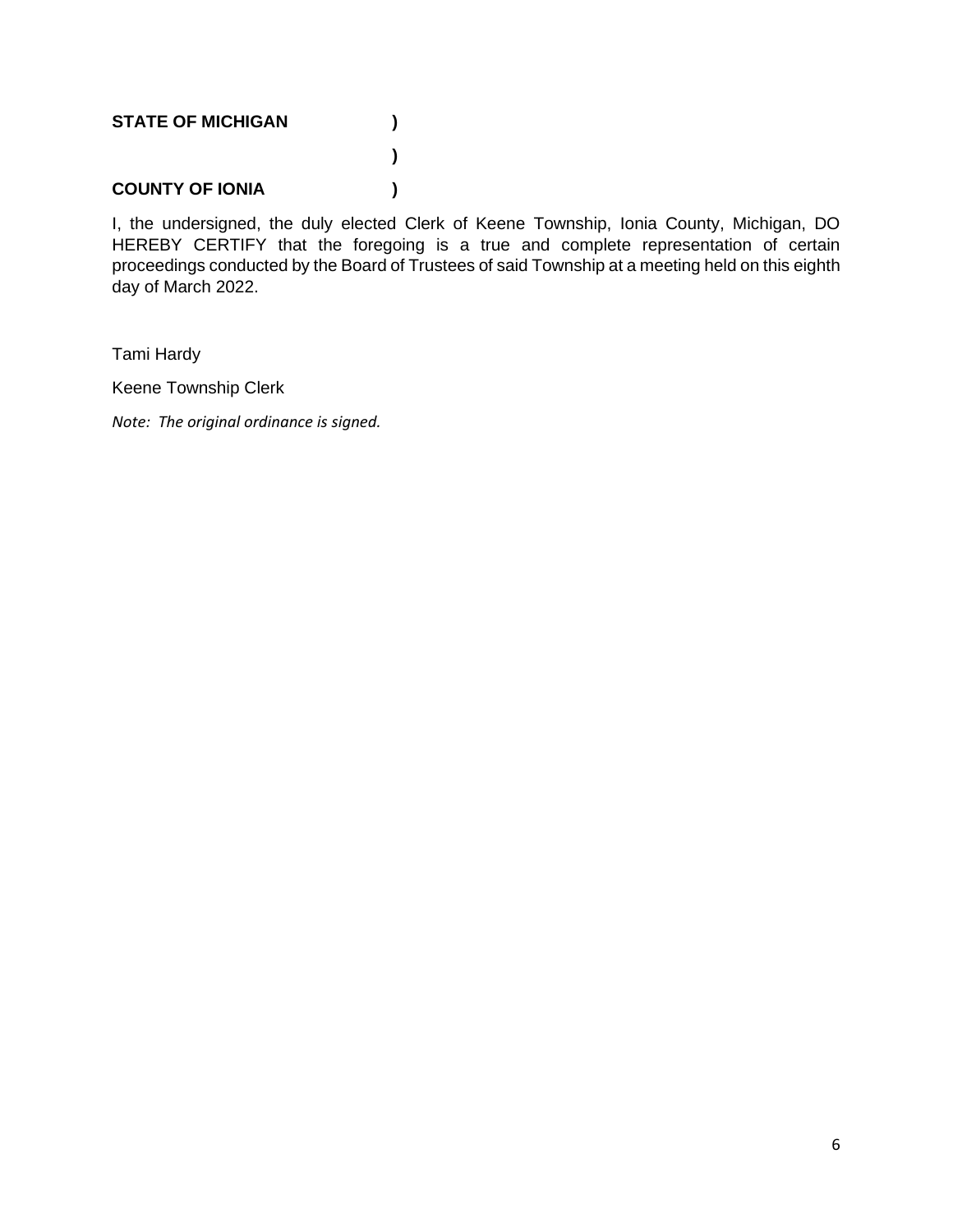**STATE OF MICHIGAN** )

)

**COUNTY OF IONIA** )

I, the undersigned, the duly elected Clerk of Keene Township, Ionia County, Michigan, DO HEREBY CERTIFY that the foregoing is a true and complete representation of certain proceedings conducted by the Board of Trustees of said Township at a meeting held on this eighth day of March 2022.

Tami Hardy

Keene Township Clerk

*Note: The original ordinance is signed.*